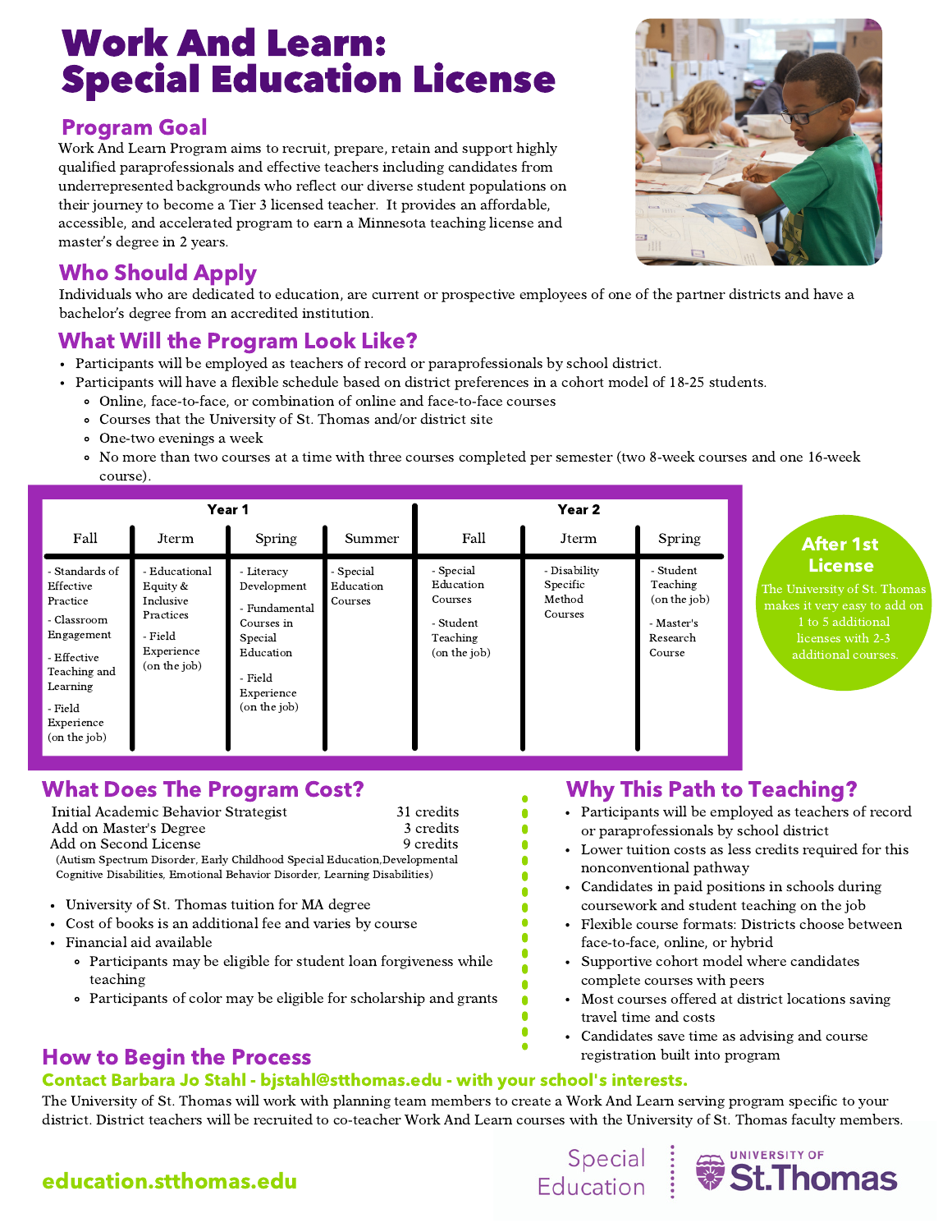# Work And Learn: Special Education License

## Program Goal

Work And Learn Program aims to recruit, prepare, retain and support highly qualified paraprofessionals and effective teachers including candidates from underrepresented backgrounds who reflect our diverse student populations on their journey to become a Tier 3 licensed teacher. It provides an affordable, accessible, and accelerated program to earn a Minnesota teaching license and master's degree in 2 years.

## Who Should Apply

Individuals who are dedicated to education, are current or prospective employees of one of the partner districts and have a bachelor's degree from an accredited institution.

## What Will the Program Look Like?

- Participants will be employed as teachers of record or paraprofessionals by school district.
- Participants will have a flexible schedule based on district preferences in a cohort model of 18-25 students.
  - Online, face-to-face, or combination of online and face-to-face courses
  - Courses that the University of St. Thomas and/or district site
  - One-two evenings a week
  - No more than two courses at a time with three courses completed per semester (two 8-week courses and one 16-week course).

| Year 1 | | | | Year 2 | | |
|---|---|---|---|---|---|---|
| Fall | Jterm | Spring | Summer | Fall | Jterm | Spring |
| - Standards of Effective Practice<br>- Classroom Engagement<br>- Effective Teaching and Learning<br>- Field Experience (on the job) | - Educational Equity & Inclusive Practices<br>- Field Experience (on the job) | - Literacy Development<br>- Fundamental Courses in Special Education<br>- Field Experience (on the job) | - Special Education Courses | - Special Education Courses<br>- Student Teaching (on the job) | - Disability Specific Method Courses | - Student Teaching (on the job)<br>- Master's Research Course |

**After 1st License**

The University of St. Thomas makes it very easy to add on 1 to 5 additional licenses with 2-3 additional courses.

## What Does The Program Cost?

| | |
|---|---|
| Initial Academic Behavior Strategist | 31 credits |
| Add on Master's Degree | 3 credits |
| Add on Second License | 9 credits |

(Autism Spectrum Disorder, Early Childhood Special Education, Developmental Cognitive Disabilities, Emotional Behavior Disorder, Learning Disabilities)

- University of St. Thomas tuition for MA degree
- Cost of books is an additional fee and varies by course
- Financial aid available
  - Participants may be eligible for student loan forgiveness while teaching
  - Participants of color may be eligible for scholarship and grants

## Why This Path to Teaching?

- Participants will be employed as teachers of record or paraprofessionals by school district
- Lower tuition costs as less credits required for this nonconventional pathway
- Candidates in paid positions in schools during coursework and student teaching on the job
- Flexible course formats: Districts choose between face-to-face, online, or hybrid
- Supportive cohort model where candidates complete courses with peers
- Most courses offered at district locations saving travel time and costs
- Candidates save time as advising and course registration built into program

## How to Begin the Process

**Contact Barbara Jo Stahl - bjstahl@stthomas.edu - with your school's interests.**

The University of St. Thomas will work with planning team members to create a Work And Learn serving program specific to your district. District teachers will be recruited to co-teacher Work And Learn courses with the University of St. Thomas faculty members.

**education.stthomas.edu**

Special Education | University of St. Thomas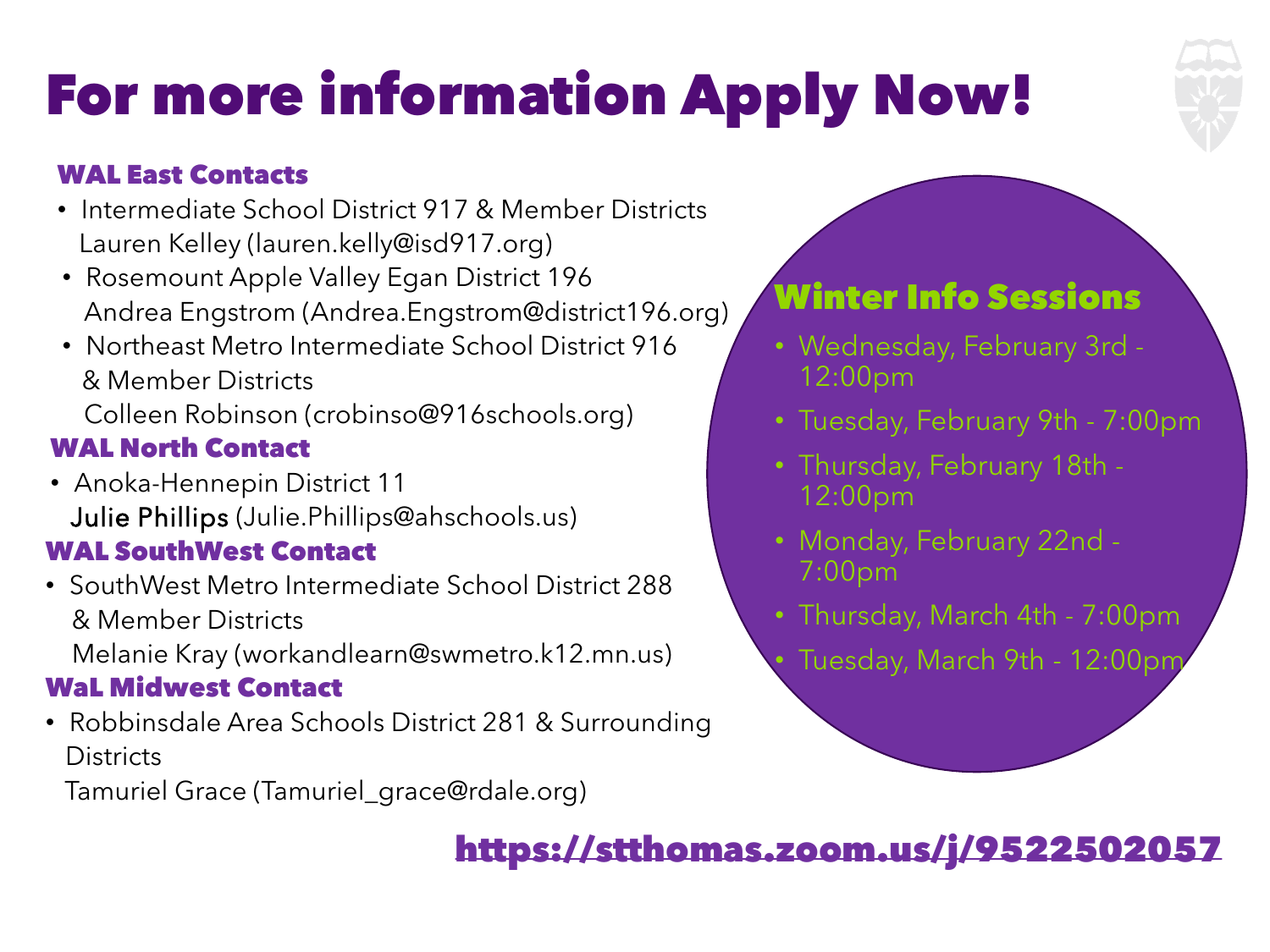# For more information Apply Now!

### WAL East Contacts

- Intermediate School District 917 & Member Districts
  Lauren Kelley (lauren.kelly@isd917.org)
- Rosemount Apple Valley Egan District 196
  Andrea Engstrom (Andrea.Engstrom@district196.org)
- Northeast Metro Intermediate School District 916 & Member Districts
  Colleen Robinson (crobinso@916schools.org)

### WAL North Contact

- Anoka-Hennepin District 11
  Julie Phillips (Julie.Phillips@ahschools.us)

### WAL SouthWest Contact

- SouthWest Metro Intermediate School District 288 & Member Districts
  Melanie Kray (workandlearn@swmetro.k12.mn.us)

### WaL Midwest Contact

- Robbinsdale Area Schools District 281 & Surrounding Districts
  Tamuriel Grace (Tamuriel_grace@rdale.org)

### Winter Info Sessions

- Wednesday, February 3rd - 12:00pm
- Tuesday, February 9th - 7:00pm
- Thursday, February 18th - 12:00pm
- Monday, February 22nd - 7:00pm
- Thursday, March 4th - 7:00pm
- Tuesday, March 9th - 12:00pm

**https://stthomas.zoom.us/j/9522502057**